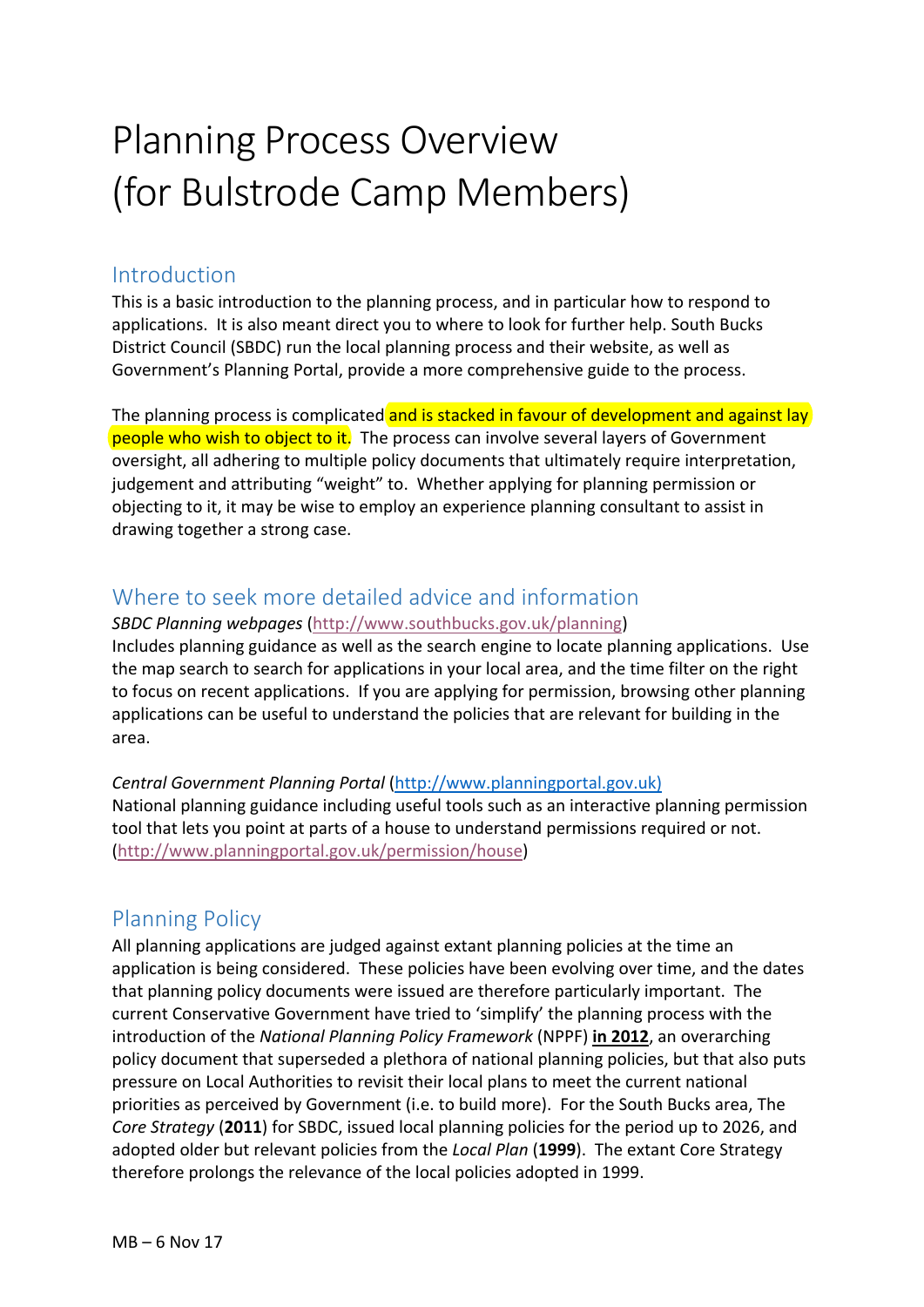# Planning Process Overview (for Bulstrode Camp Members)

## Introduction

This is a basic introduction to the planning process, and in particular how to respond to applications. It is also meant direct you to where to look for further help. South Bucks District Council (SBDC) run the local planning process and their website, as well as Government's Planning Portal, provide a more comprehensive guide to the process.

The planning process is complicated and is stacked in favour of development and against lay people who wish to object to it. The process can involve several layers of Government oversight, all adhering to multiple policy documents that ultimately require interpretation, judgement and attributing "weight" to. Whether applying for planning permission or objecting to it, it may be wise to employ an experience planning consultant to assist in drawing together a strong case.

## Where to seek more detailed advice and information

*SBDC Planning webpages* (http://www.southbucks.gov.uk/planning)
Includes planning guidance as well as the search engine to locate planning applications. Use the map search to search for applications in your local area, and the time filter on the right to focus on recent applications. If you are applying for permission, browsing other planning applications can be useful to understand the policies that are relevant for building in the area.

*Central Government Planning Portal* (http://www.planningportal.gov.uk)
National planning guidance including useful tools such as an interactive planning permission tool that lets you point at parts of a house to understand permissions required or not. (http://www.planningportal.gov.uk/permission/house)

## Planning Policy

All planning applications are judged against extant planning policies at the time an application is being considered. These policies have been evolving over time, and the dates that planning policy documents were issued are therefore particularly important. The current Conservative Government have tried to 'simplify' the planning process with the introduction of the *National Planning Policy Framework* (NPPF) **in 2012**, an overarching policy document that superseded a plethora of national planning policies, but that also puts pressure on Local Authorities to revisit their local plans to meet the current national priorities as perceived by Government (i.e. to build more). For the South Bucks area, The *Core Strategy* (**2011**) for SBDC, issued local planning policies for the period up to 2026, and adopted older but relevant policies from the *Local Plan* (**1999**). The extant Core Strategy therefore prolongs the relevance of the local policies adopted in 1999.

MB – 6 Nov 17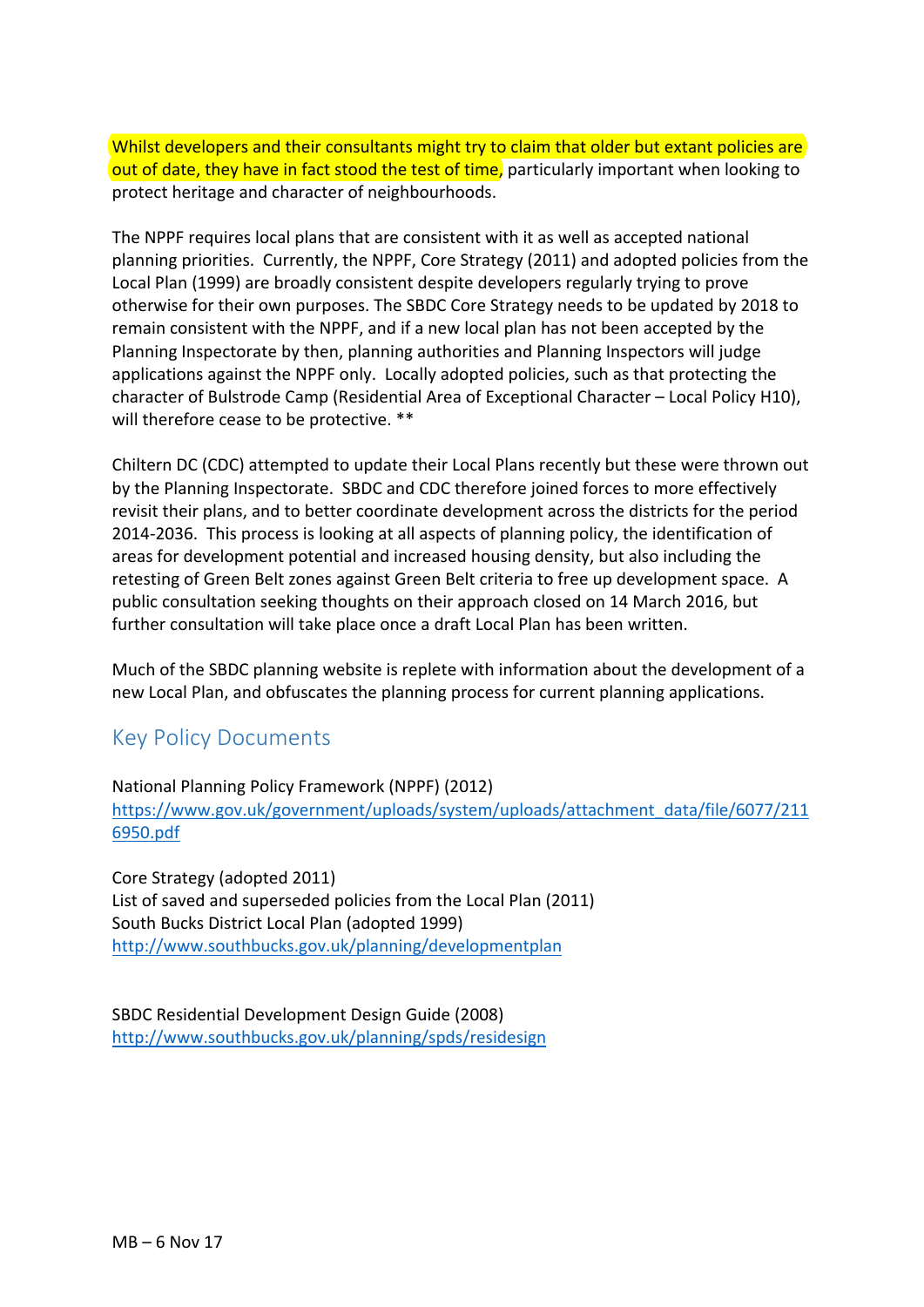Whilst developers and their consultants might try to claim that older but extant policies are out of date, they have in fact stood the test of time, particularly important when looking to protect heritage and character of neighbourhoods.

The NPPF requires local plans that are consistent with it as well as accepted national planning priorities. Currently, the NPPF, Core Strategy (2011) and adopted policies from the Local Plan (1999) are broadly consistent despite developers regularly trying to prove otherwise for their own purposes. The SBDC Core Strategy needs to be updated by 2018 to remain consistent with the NPPF, and if a new local plan has not been accepted by the Planning Inspectorate by then, planning authorities and Planning Inspectors will judge applications against the NPPF only. Locally adopted policies, such as that protecting the character of Bulstrode Camp (Residential Area of Exceptional Character – Local Policy H10), will therefore cease to be protective. **

Chiltern DC (CDC) attempted to update their Local Plans recently but these were thrown out by the Planning Inspectorate. SBDC and CDC therefore joined forces to more effectively revisit their plans, and to better coordinate development across the districts for the period 2014-2036. This process is looking at all aspects of planning policy, the identification of areas for development potential and increased housing density, but also including the retesting of Green Belt zones against Green Belt criteria to free up development space. A public consultation seeking thoughts on their approach closed on 14 March 2016, but further consultation will take place once a draft Local Plan has been written.

Much of the SBDC planning website is replete with information about the development of a new Local Plan, and obfuscates the planning process for current planning applications.

## Key Policy Documents

National Planning Policy Framework (NPPF) (2012)
https://www.gov.uk/government/uploads/system/uploads/attachment_data/file/6077/2116950.pdf

Core Strategy (adopted 2011)
List of saved and superseded policies from the Local Plan (2011)
South Bucks District Local Plan (adopted 1999)
http://www.southbucks.gov.uk/planning/developmentplan

SBDC Residential Development Design Guide (2008)
http://www.southbucks.gov.uk/planning/spds/residesign

MB – 6 Nov 17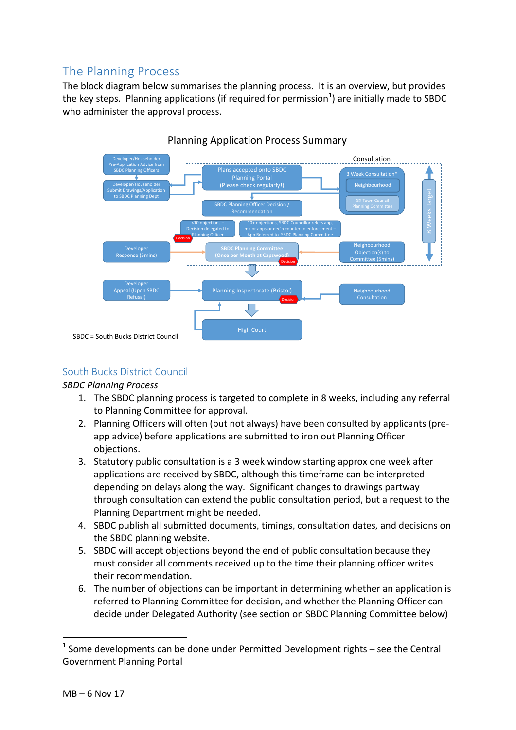## The Planning Process

The block diagram below summarises the planning process. It is an overview, but provides the key steps. Planning applications (if required for permission[1]) are initially made to SBDC who administer the approval process.

Planning Application Process Summary

Consultation

Developer/Householder Pre-Application Advice from SBDC Planning Officers

Developer/Householder Submit Drawings/Application to SBDC Planning Dept

Plans accepted onto SBDC Planning Portal (Please check regularly!)

3 Week Consultation*

Neighbourhood

GX Town Council Planning Committee

8 Weeks Target

SBDC Planning Officer Decision / Recommendation

<10 objections – Decision delegated to Planning Officer

Decision

10+ objections, SBDC Councillor refers app, major apps or dec'n counter to enforcement – App Referred to SBDC Planning Committee

Developer Response (5mins)

SBDC Planning Committee (Once per Month at Capswood)

Decision

Neighbourhood Objection(s) to Committee (5mins)

Developer Appeal (Upon SBDC Refusal)

Planning Inspectorate (Bristol)

Decision

Neighbourhood Consultation

High Court

SBDC = South Bucks District Council

## South Bucks District Council

*SBDC Planning Process*

1. The SBDC planning process is targeted to complete in 8 weeks, including any referral to Planning Committee for approval.
2. Planning Officers will often (but not always) have been consulted by applicants (pre-app advice) before applications are submitted to iron out Planning Officer objections.
3. Statutory public consultation is a 3 week window starting approx one week after applications are received by SBDC, although this timeframe can be interpreted depending on delays along the way. Significant changes to drawings partway through consultation can extend the public consultation period, but a request to the Planning Department might be needed.
4. SBDC publish all submitted documents, timings, consultation dates, and decisions on the SBDC planning website.
5. SBDC will accept objections beyond the end of public consultation because they must consider all comments received up to the time their planning officer writes their recommendation.
6. The number of objections can be important in determining whether an application is referred to Planning Committee for decision, and whether the Planning Officer can decide under Delegated Authority (see section on SBDC Planning Committee below)

[1] Some developments can be done under Permitted Development rights – see the Central Government Planning Portal

MB – 6 Nov 17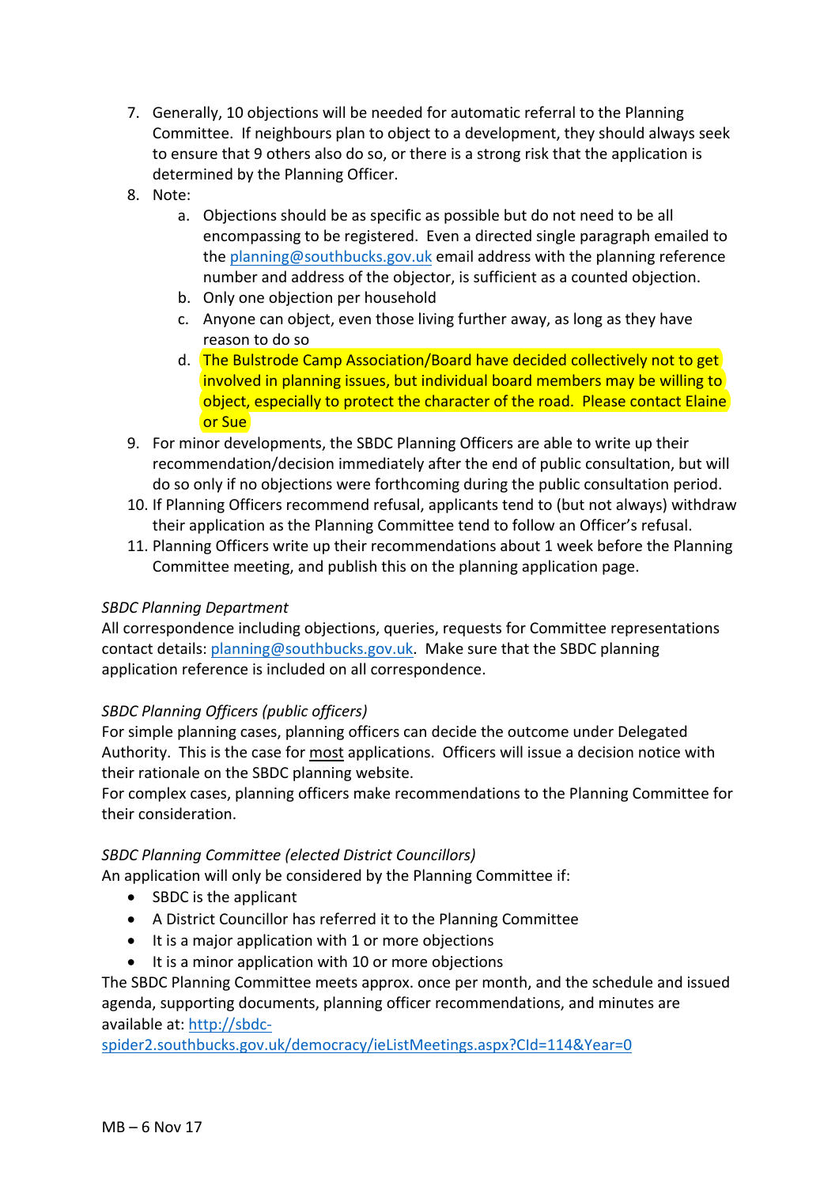7. Generally, 10 objections will be needed for automatic referral to the Planning Committee. If neighbours plan to object to a development, they should always seek to ensure that 9 others also do so, or there is a strong risk that the application is determined by the Planning Officer.
8. Note:
   a. Objections should be as specific as possible but do not need to be all encompassing to be registered. Even a directed single paragraph emailed to the planning@southbucks.gov.uk email address with the planning reference number and address of the objector, is sufficient as a counted objection.
   b. Only one objection per household
   c. Anyone can object, even those living further away, as long as they have reason to do so
   d. The Bulstrode Camp Association/Board have decided collectively not to get involved in planning issues, but individual board members may be willing to object, especially to protect the character of the road. Please contact Elaine or Sue
9. For minor developments, the SBDC Planning Officers are able to write up their recommendation/decision immediately after the end of public consultation, but will do so only if no objections were forthcoming during the public consultation period.
10. If Planning Officers recommend refusal, applicants tend to (but not always) withdraw their application as the Planning Committee tend to follow an Officer's refusal.
11. Planning Officers write up their recommendations about 1 week before the Planning Committee meeting, and publish this on the planning application page.

*SBDC Planning Department*

All correspondence including objections, queries, requests for Committee representations contact details: planning@southbucks.gov.uk. Make sure that the SBDC planning application reference is included on all correspondence.

*SBDC Planning Officers (public officers)*

For simple planning cases, planning officers can decide the outcome under Delegated Authority. This is the case for most applications. Officers will issue a decision notice with their rationale on the SBDC planning website.

For complex cases, planning officers make recommendations to the Planning Committee for their consideration.

*SBDC Planning Committee (elected District Councillors)*

An application will only be considered by the Planning Committee if:

- SBDC is the applicant
- A District Councillor has referred it to the Planning Committee
- It is a major application with 1 or more objections
- It is a minor application with 10 or more objections

The SBDC Planning Committee meets approx. once per month, and the schedule and issued agenda, supporting documents, planning officer recommendations, and minutes are available at: http://sbdc-spider2.southbucks.gov.uk/democracy/ieListMeetings.aspx?CId=114&Year=0

MB – 6 Nov 17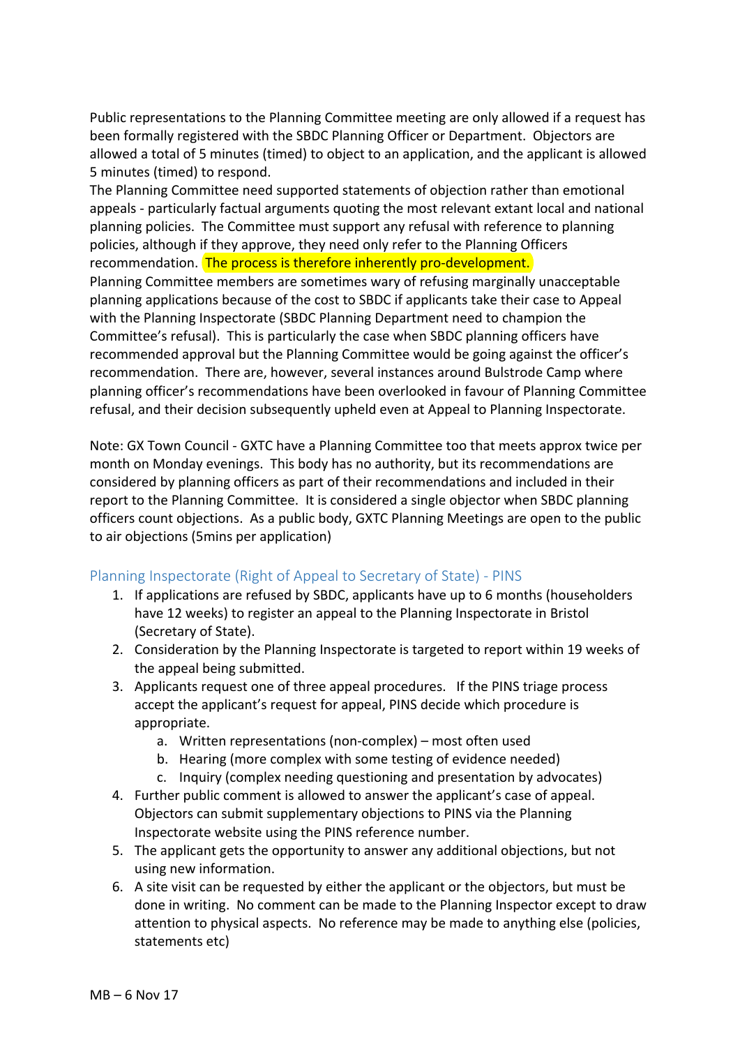Public representations to the Planning Committee meeting are only allowed if a request has been formally registered with the SBDC Planning Officer or Department. Objectors are allowed a total of 5 minutes (timed) to object to an application, and the applicant is allowed 5 minutes (timed) to respond.

The Planning Committee need supported statements of objection rather than emotional appeals - particularly factual arguments quoting the most relevant extant local and national planning policies. The Committee must support any refusal with reference to planning policies, although if they approve, they need only refer to the Planning Officers recommendation. The process is therefore inherently pro-development.

Planning Committee members are sometimes wary of refusing marginally unacceptable planning applications because of the cost to SBDC if applicants take their case to Appeal with the Planning Inspectorate (SBDC Planning Department need to champion the Committee's refusal). This is particularly the case when SBDC planning officers have recommended approval but the Planning Committee would be going against the officer's recommendation. There are, however, several instances around Bulstrode Camp where planning officer's recommendations have been overlooked in favour of Planning Committee refusal, and their decision subsequently upheld even at Appeal to Planning Inspectorate.

Note: GX Town Council - GXTC have a Planning Committee too that meets approx twice per month on Monday evenings. This body has no authority, but its recommendations are considered by planning officers as part of their recommendations and included in their report to the Planning Committee. It is considered a single objector when SBDC planning officers count objections. As a public body, GXTC Planning Meetings are open to the public to air objections (5mins per application)

## Planning Inspectorate (Right of Appeal to Secretary of State) - PINS

1. If applications are refused by SBDC, applicants have up to 6 months (householders have 12 weeks) to register an appeal to the Planning Inspectorate in Bristol (Secretary of State).
2. Consideration by the Planning Inspectorate is targeted to report within 19 weeks of the appeal being submitted.
3. Applicants request one of three appeal procedures. If the PINS triage process accept the applicant's request for appeal, PINS decide which procedure is appropriate.
    a. Written representations (non-complex) – most often used
    b. Hearing (more complex with some testing of evidence needed)
    c. Inquiry (complex needing questioning and presentation by advocates)
4. Further public comment is allowed to answer the applicant's case of appeal. Objectors can submit supplementary objections to PINS via the Planning Inspectorate website using the PINS reference number.
5. The applicant gets the opportunity to answer any additional objections, but not using new information.
6. A site visit can be requested by either the applicant or the objectors, but must be done in writing. No comment can be made to the Planning Inspector except to draw attention to physical aspects. No reference may be made to anything else (policies, statements etc)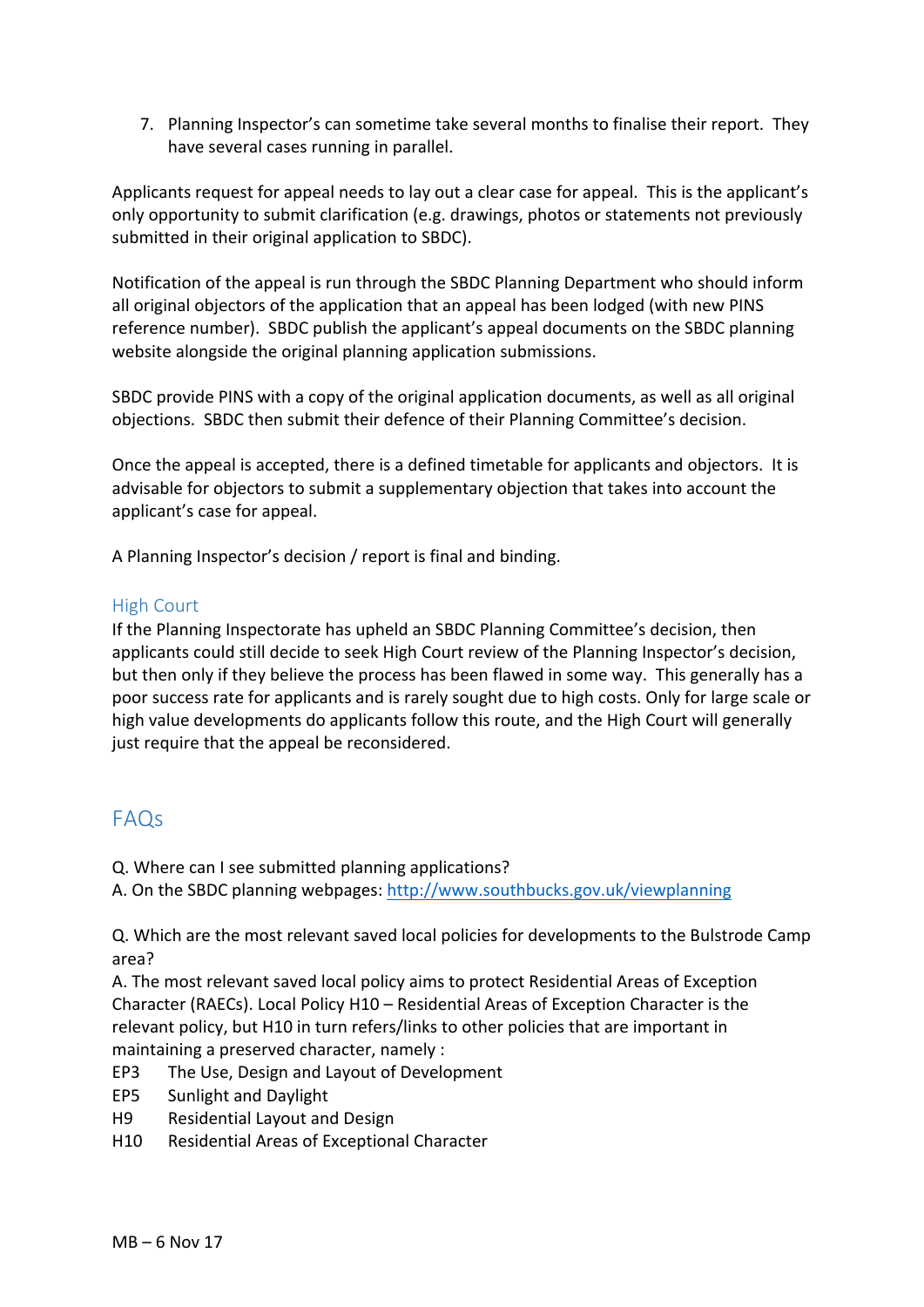7. Planning Inspector's can sometime take several months to finalise their report. They have several cases running in parallel.

Applicants request for appeal needs to lay out a clear case for appeal. This is the applicant's only opportunity to submit clarification (e.g. drawings, photos or statements not previously submitted in their original application to SBDC).

Notification of the appeal is run through the SBDC Planning Department who should inform all original objectors of the application that an appeal has been lodged (with new PINS reference number). SBDC publish the applicant's appeal documents on the SBDC planning website alongside the original planning application submissions.

SBDC provide PINS with a copy of the original application documents, as well as all original objections. SBDC then submit their defence of their Planning Committee's decision.

Once the appeal is accepted, there is a defined timetable for applicants and objectors. It is advisable for objectors to submit a supplementary objection that takes into account the applicant's case for appeal.

A Planning Inspector's decision / report is final and binding.

### High Court

If the Planning Inspectorate has upheld an SBDC Planning Committee's decision, then applicants could still decide to seek High Court review of the Planning Inspector's decision, but then only if they believe the process has been flawed in some way. This generally has a poor success rate for applicants and is rarely sought due to high costs. Only for large scale or high value developments do applicants follow this route, and the High Court will generally just require that the appeal be reconsidered.

## FAQs

Q. Where can I see submitted planning applications?
A. On the SBDC planning webpages: [http://www.southbucks.gov.uk/viewplanning](http://www.southbucks.gov.uk/viewplanning)

Q. Which are the most relevant saved local policies for developments to the Bulstrode Camp area?
A. The most relevant saved local policy aims to protect Residential Areas of Exception Character (RAECs). Local Policy H10 – Residential Areas of Exception Character is the relevant policy, but H10 in turn refers/links to other policies that are important in maintaining a preserved character, namely :

EP3 The Use, Design and Layout of Development
EP5 Sunlight and Daylight
H9 Residential Layout and Design
H10 Residential Areas of Exceptional Character

MB – 6 Nov 17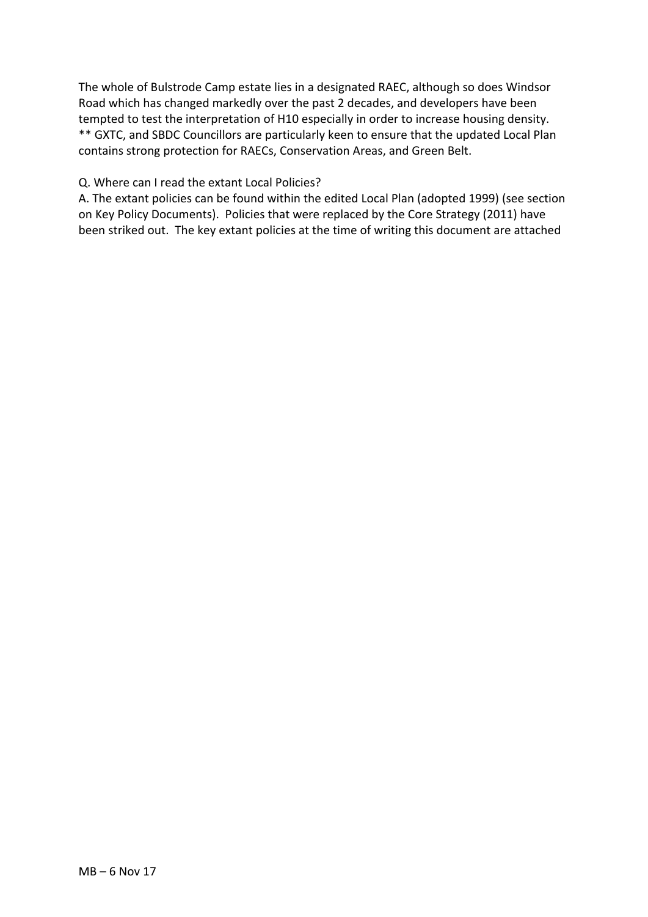The whole of Bulstrode Camp estate lies in a designated RAEC, although so does Windsor Road which has changed markedly over the past 2 decades, and developers have been tempted to test the interpretation of H10 especially in order to increase housing density. ** GXTC, and SBDC Councillors are particularly keen to ensure that the updated Local Plan contains strong protection for RAECs, Conservation Areas, and Green Belt.

Q. Where can I read the extant Local Policies?
A. The extant policies can be found within the edited Local Plan (adopted 1999) (see section on Key Policy Documents). Policies that were replaced by the Core Strategy (2011) have been striked out. The key extant policies at the time of writing this document are attached

MB – 6 Nov 17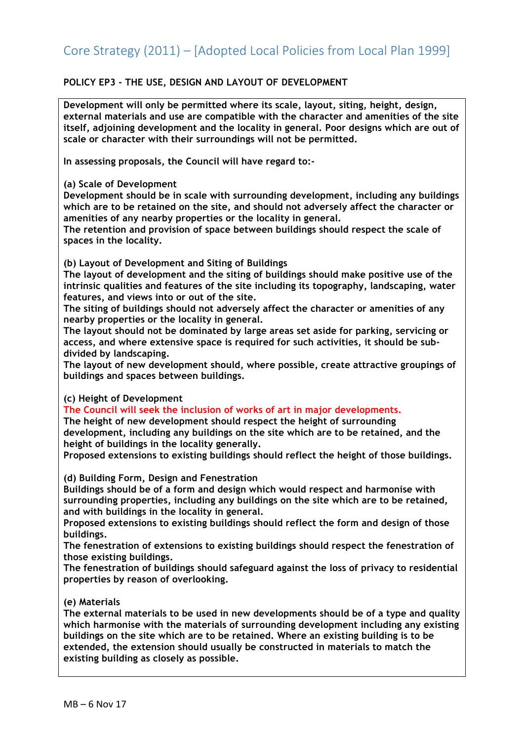# Core Strategy (2011) – [Adopted Local Policies from Local Plan 1999]

**POLICY EP3 - THE USE, DESIGN AND LAYOUT OF DEVELOPMENT**

**Development will only be permitted where its scale, layout, siting, height, design, external materials and use are compatible with the character and amenities of the site itself, adjoining development and the locality in general. Poor designs which are out of scale or character with their surroundings will not be permitted.**

**In assessing proposals, the Council will have regard to:-**

**(a) Scale of Development**
**Development should be in scale with surrounding development, including any buildings which are to be retained on the site, and should not adversely affect the character or amenities of any nearby properties or the locality in general.**
**The retention and provision of space between buildings should respect the scale of spaces in the locality.**

**(b) Layout of Development and Siting of Buildings**
**The layout of development and the siting of buildings should make positive use of the intrinsic qualities and features of the site including its topography, landscaping, water features, and views into or out of the site.**
**The siting of buildings should not adversely affect the character or amenities of any nearby properties or the locality in general.**
**The layout should not be dominated by large areas set aside for parking, servicing or access, and where extensive space is required for such activities, it should be sub-divided by landscaping.**
**The layout of new development should, where possible, create attractive groupings of buildings and spaces between buildings.**

**(c) Height of Development**
**The Council will seek the inclusion of works of art in major developments.**
**The height of new development should respect the height of surrounding development, including any buildings on the site which are to be retained, and the height of buildings in the locality generally.**
**Proposed extensions to existing buildings should reflect the height of those buildings.**

**(d) Building Form, Design and Fenestration**
**Buildings should be of a form and design which would respect and harmonise with surrounding properties, including any buildings on the site which are to be retained, and with buildings in the locality in general.**
**Proposed extensions to existing buildings should reflect the form and design of those buildings.**
**The fenestration of extensions to existing buildings should respect the fenestration of those existing buildings.**
**The fenestration of buildings should safeguard against the loss of privacy to residential properties by reason of overlooking.**

**(e) Materials**
**The external materials to be used in new developments should be of a type and quality which harmonise with the materials of surrounding development including any existing buildings on the site which are to be retained. Where an existing building is to be extended, the extension should usually be constructed in materials to match the existing building as closely as possible.**

MB – 6 Nov 17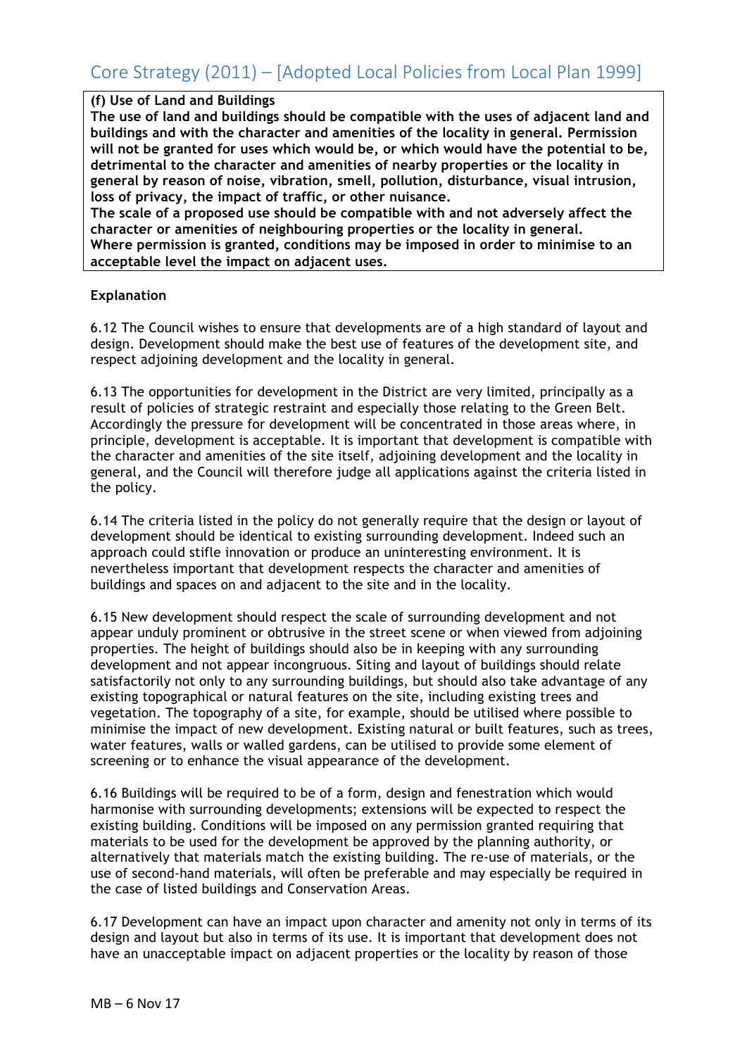**(f) Use of Land and Buildings**
**The use of land and buildings should be compatible with the uses of adjacent land and buildings and with the character and amenities of the locality in general. Permission will not be granted for uses which would be, or which would have the potential to be, detrimental to the character and amenities of nearby properties or the locality in general by reason of noise, vibration, smell, pollution, disturbance, visual intrusion, loss of privacy, the impact of traffic, or other nuisance.**
**The scale of a proposed use should be compatible with and not adversely affect the character or amenities of neighbouring properties or the locality in general.**
**Where permission is granted, conditions may be imposed in order to minimise to an acceptable level the impact on adjacent uses.**

**Explanation**

6.12 The Council wishes to ensure that developments are of a high standard of layout and design. Development should make the best use of features of the development site, and respect adjoining development and the locality in general.

6.13 The opportunities for development in the District are very limited, principally as a result of policies of strategic restraint and especially those relating to the Green Belt. Accordingly the pressure for development will be concentrated in those areas where, in principle, development is acceptable. It is important that development is compatible with the character and amenities of the site itself, adjoining development and the locality in general, and the Council will therefore judge all applications against the criteria listed in the policy.

6.14 The criteria listed in the policy do not generally require that the design or layout of development should be identical to existing surrounding development. Indeed such an approach could stifle innovation or produce an uninteresting environment. It is nevertheless important that development respects the character and amenities of buildings and spaces on and adjacent to the site and in the locality.

6.15 New development should respect the scale of surrounding development and not appear unduly prominent or obtrusive in the street scene or when viewed from adjoining properties. The height of buildings should also be in keeping with any surrounding development and not appear incongruous. Siting and layout of buildings should relate satisfactorily not only to any surrounding buildings, but should also take advantage of any existing topographical or natural features on the site, including existing trees and vegetation. The topography of a site, for example, should be utilised where possible to minimise the impact of new development. Existing natural or built features, such as trees, water features, walls or walled gardens, can be utilised to provide some element of screening or to enhance the visual appearance of the development.

6.16 Buildings will be required to be of a form, design and fenestration which would harmonise with surrounding developments; extensions will be expected to respect the existing building. Conditions will be imposed on any permission granted requiring that materials to be used for the development be approved by the planning authority, or alternatively that materials match the existing building. The re-use of materials, or the use of second-hand materials, will often be preferable and may especially be required in the case of listed buildings and Conservation Areas.

6.17 Development can have an impact upon character and amenity not only in terms of its design and layout but also in terms of its use. It is important that development does not have an unacceptable impact on adjacent properties or the locality by reason of those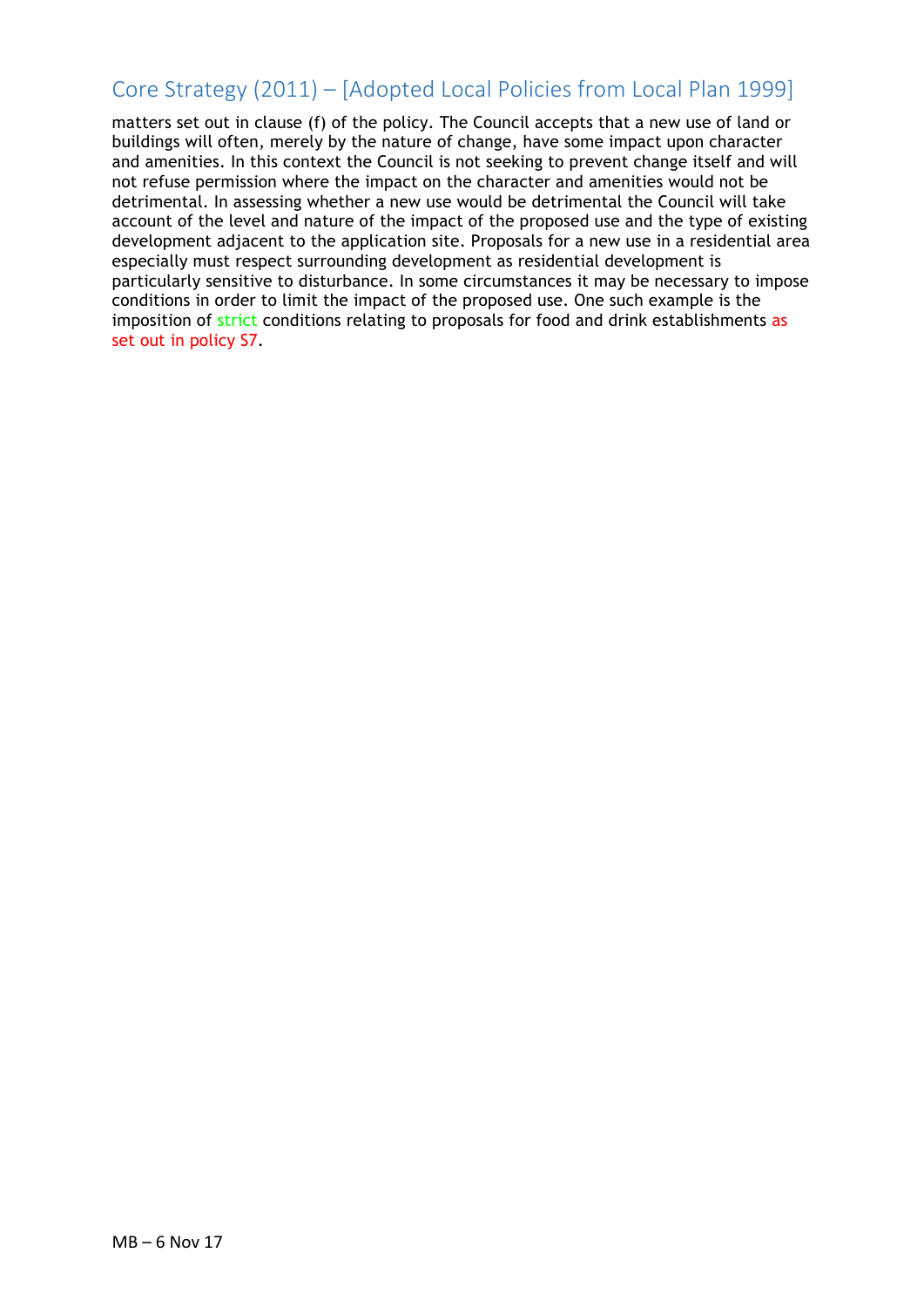matters set out in clause (f) of the policy. The Council accepts that a new use of land or buildings will often, merely by the nature of change, have some impact upon character and amenities. In this context the Council is not seeking to prevent change itself and will not refuse permission where the impact on the character and amenities would not be detrimental. In assessing whether a new use would be detrimental the Council will take account of the level and nature of the impact of the proposed use and the type of existing development adjacent to the application site. Proposals for a new use in a residential area especially must respect surrounding development as residential development is particularly sensitive to disturbance. In some circumstances it may be necessary to impose conditions in order to limit the impact of the proposed use. One such example is the imposition of strict conditions relating to proposals for food and drink establishments as set out in policy S7.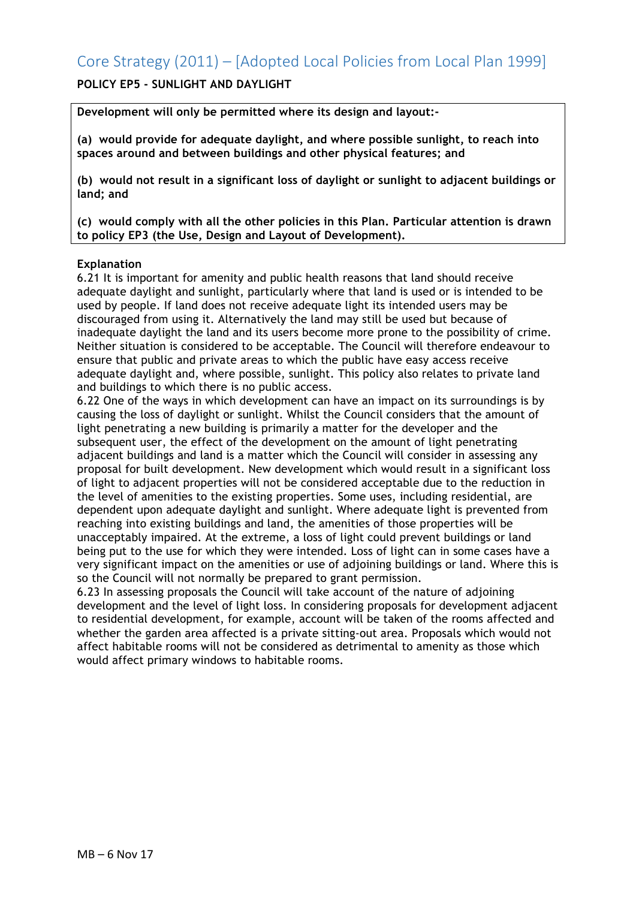# Core Strategy (2011) – [Adopted Local Policies from Local Plan 1999]

**POLICY EP5 - SUNLIGHT AND DAYLIGHT**

**Development will only be permitted where its design and layout:-**

**(a) would provide for adequate daylight, and where possible sunlight, to reach into spaces around and between buildings and other physical features; and**

**(b) would not result in a significant loss of daylight or sunlight to adjacent buildings or land; and**

**(c) would comply with all the other policies in this Plan. Particular attention is drawn to policy EP3 (the Use, Design and Layout of Development).**

**Explanation**

6.21 It is important for amenity and public health reasons that land should receive adequate daylight and sunlight, particularly where that land is used or is intended to be used by people. If land does not receive adequate light its intended users may be discouraged from using it. Alternatively the land may still be used but because of inadequate daylight the land and its users become more prone to the possibility of crime. Neither situation is considered to be acceptable. The Council will therefore endeavour to ensure that public and private areas to which the public have easy access receive adequate daylight and, where possible, sunlight. This policy also relates to private land and buildings to which there is no public access.

6.22 One of the ways in which development can have an impact on its surroundings is by causing the loss of daylight or sunlight. Whilst the Council considers that the amount of light penetrating a new building is primarily a matter for the developer and the subsequent user, the effect of the development on the amount of light penetrating adjacent buildings and land is a matter which the Council will consider in assessing any proposal for built development. New development which would result in a significant loss of light to adjacent properties will not be considered acceptable due to the reduction in the level of amenities to the existing properties. Some uses, including residential, are dependent upon adequate daylight and sunlight. Where adequate light is prevented from reaching into existing buildings and land, the amenities of those properties will be unacceptably impaired. At the extreme, a loss of light could prevent buildings or land being put to the use for which they were intended. Loss of light can in some cases have a very significant impact on the amenities or use of adjoining buildings or land. Where this is so the Council will not normally be prepared to grant permission.

6.23 In assessing proposals the Council will take account of the nature of adjoining development and the level of light loss. In considering proposals for development adjacent to residential development, for example, account will be taken of the rooms affected and whether the garden area affected is a private sitting-out area. Proposals which would not affect habitable rooms will not be considered as detrimental to amenity as those which would affect primary windows to habitable rooms.

MB – 6 Nov 17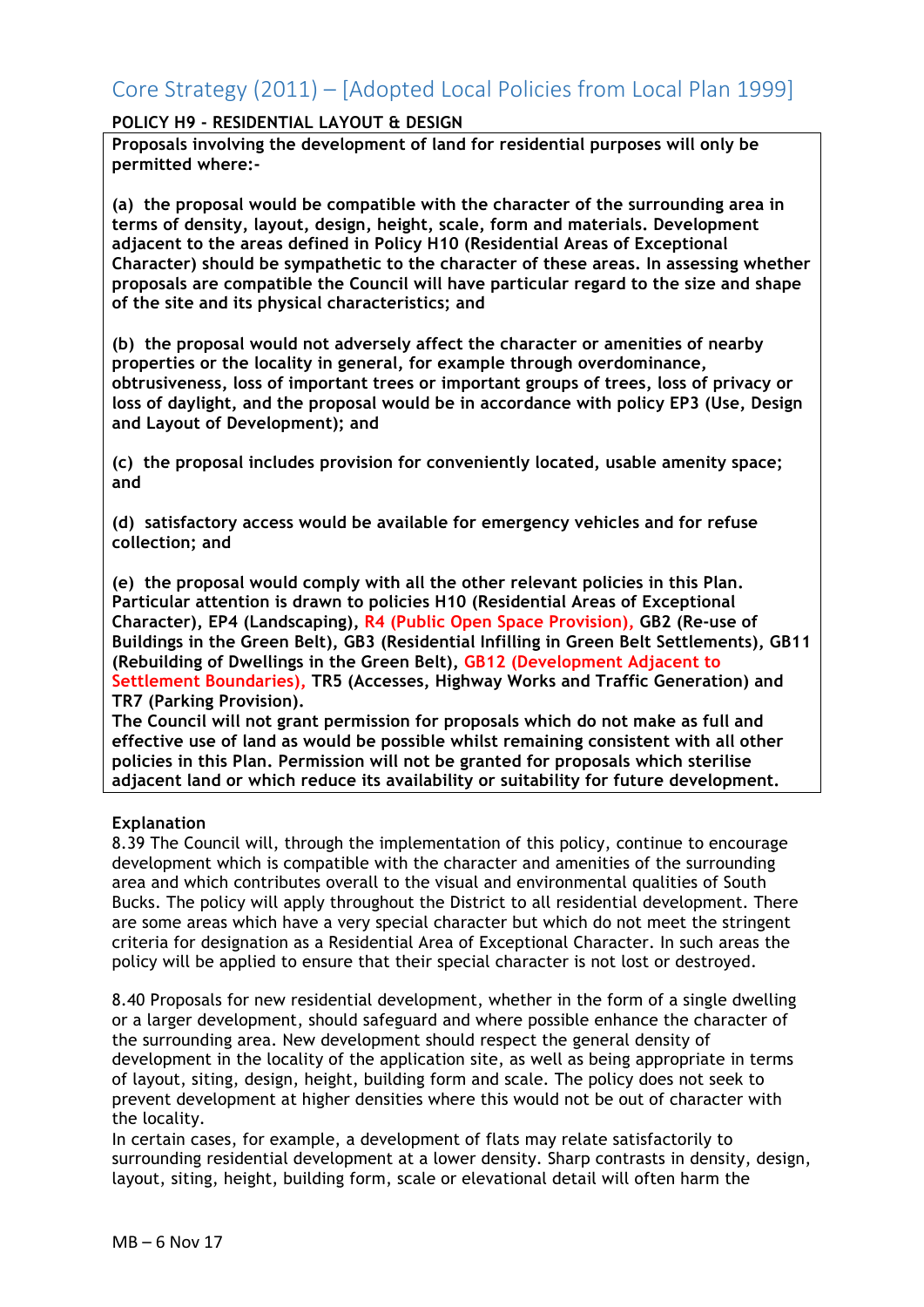# Core Strategy (2011) – [Adopted Local Policies from Local Plan 1999]

**POLICY H9 - RESIDENTIAL LAYOUT & DESIGN**

**Proposals involving the development of land for residential purposes will only be permitted where:-**

**(a) the proposal would be compatible with the character of the surrounding area in terms of density, layout, design, height, scale, form and materials. Development adjacent to the areas defined in Policy H10 (Residential Areas of Exceptional Character) should be sympathetic to the character of these areas. In assessing whether proposals are compatible the Council will have particular regard to the size and shape of the site and its physical characteristics; and**

**(b) the proposal would not adversely affect the character or amenities of nearby properties or the locality in general, for example through overdominance, obtrusiveness, loss of important trees or important groups of trees, loss of privacy or loss of daylight, and the proposal would be in accordance with policy EP3 (Use, Design and Layout of Development); and**

**(c) the proposal includes provision for conveniently located, usable amenity space; and**

**(d) satisfactory access would be available for emergency vehicles and for refuse collection; and**

**(e) the proposal would comply with all the other relevant policies in this Plan. Particular attention is drawn to policies H10 (Residential Areas of Exceptional Character), EP4 (Landscaping), R4 (Public Open Space Provision), GB2 (Re-use of Buildings in the Green Belt), GB3 (Residential Infilling in Green Belt Settlements), GB11 (Rebuilding of Dwellings in the Green Belt), GB12 (Development Adjacent to Settlement Boundaries), TR5 (Accesses, Highway Works and Traffic Generation) and TR7 (Parking Provision).**

**The Council will not grant permission for proposals which do not make as full and effective use of land as would be possible whilst remaining consistent with all other policies in this Plan. Permission will not be granted for proposals which sterilise adjacent land or which reduce its availability or suitability for future development.**

**Explanation**

8.39 The Council will, through the implementation of this policy, continue to encourage development which is compatible with the character and amenities of the surrounding area and which contributes overall to the visual and environmental qualities of South Bucks. The policy will apply throughout the District to all residential development. There are some areas which have a very special character but which do not meet the stringent criteria for designation as a Residential Area of Exceptional Character. In such areas the policy will be applied to ensure that their special character is not lost or destroyed.

8.40 Proposals for new residential development, whether in the form of a single dwelling or a larger development, should safeguard and where possible enhance the character of the surrounding area. New development should respect the general density of development in the locality of the application site, as well as being appropriate in terms of layout, siting, design, height, building form and scale. The policy does not seek to prevent development at higher densities where this would not be out of character with the locality.

In certain cases, for example, a development of flats may relate satisfactorily to surrounding residential development at a lower density. Sharp contrasts in density, design, layout, siting, height, building form, scale or elevational detail will often harm the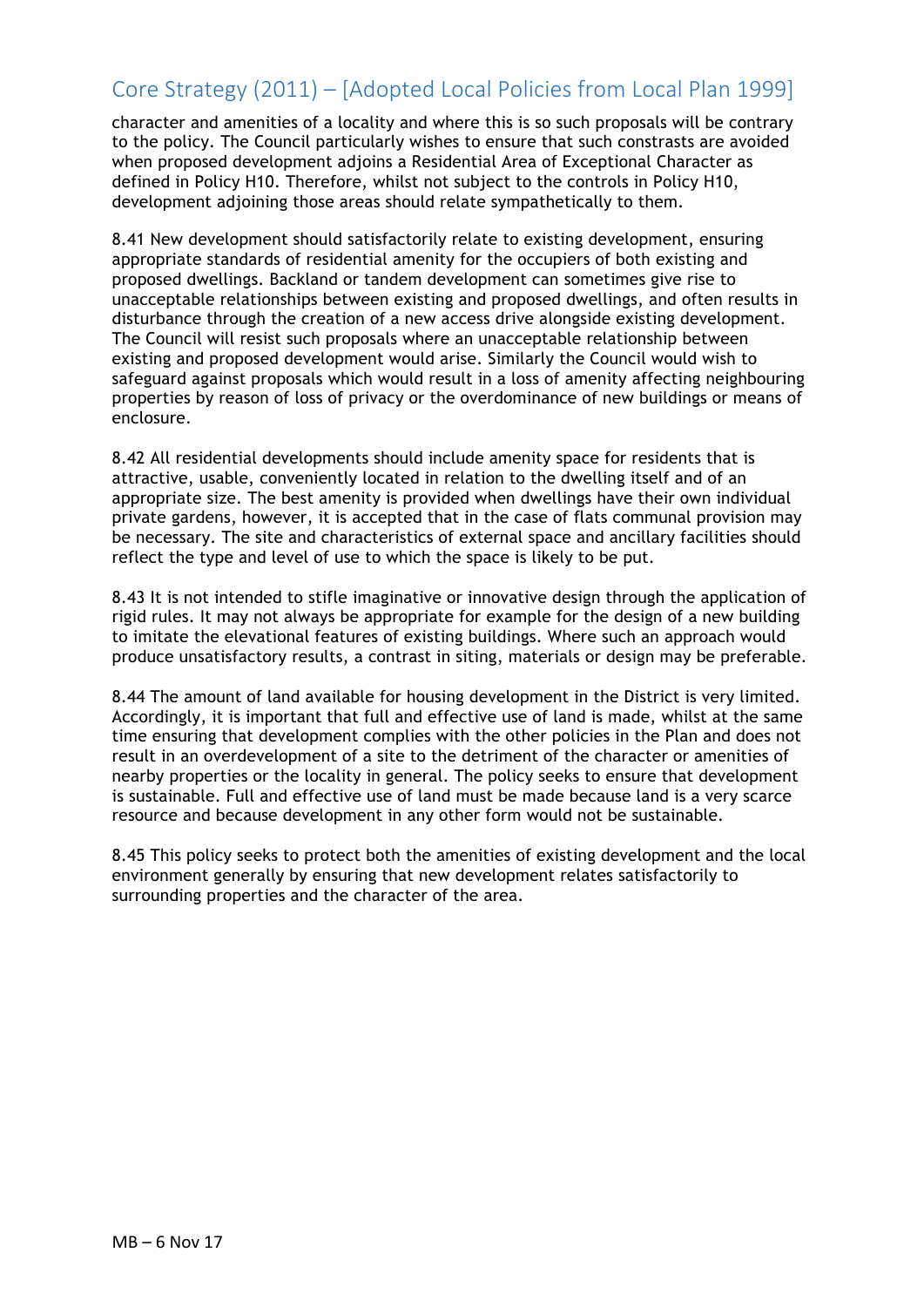character and amenities of a locality and where this is so such proposals will be contrary to the policy. The Council particularly wishes to ensure that such constrasts are avoided when proposed development adjoins a Residential Area of Exceptional Character as defined in Policy H10. Therefore, whilst not subject to the controls in Policy H10, development adjoining those areas should relate sympathetically to them.

8.41 New development should satisfactorily relate to existing development, ensuring appropriate standards of residential amenity for the occupiers of both existing and proposed dwellings. Backland or tandem development can sometimes give rise to unacceptable relationships between existing and proposed dwellings, and often results in disturbance through the creation of a new access drive alongside existing development. The Council will resist such proposals where an unacceptable relationship between existing and proposed development would arise. Similarly the Council would wish to safeguard against proposals which would result in a loss of amenity affecting neighbouring properties by reason of loss of privacy or the overdominance of new buildings or means of enclosure.

8.42 All residential developments should include amenity space for residents that is attractive, usable, conveniently located in relation to the dwelling itself and of an appropriate size. The best amenity is provided when dwellings have their own individual private gardens, however, it is accepted that in the case of flats communal provision may be necessary. The site and characteristics of external space and ancillary facilities should reflect the type and level of use to which the space is likely to be put.

8.43 It is not intended to stifle imaginative or innovative design through the application of rigid rules. It may not always be appropriate for example for the design of a new building to imitate the elevational features of existing buildings. Where such an approach would produce unsatisfactory results, a contrast in siting, materials or design may be preferable.

8.44 The amount of land available for housing development in the District is very limited. Accordingly, it is important that full and effective use of land is made, whilst at the same time ensuring that development complies with the other policies in the Plan and does not result in an overdevelopment of a site to the detriment of the character or amenities of nearby properties or the locality in general. The policy seeks to ensure that development is sustainable. Full and effective use of land must be made because land is a very scarce resource and because development in any other form would not be sustainable.

8.45 This policy seeks to protect both the amenities of existing development and the local environment generally by ensuring that new development relates satisfactorily to surrounding properties and the character of the area.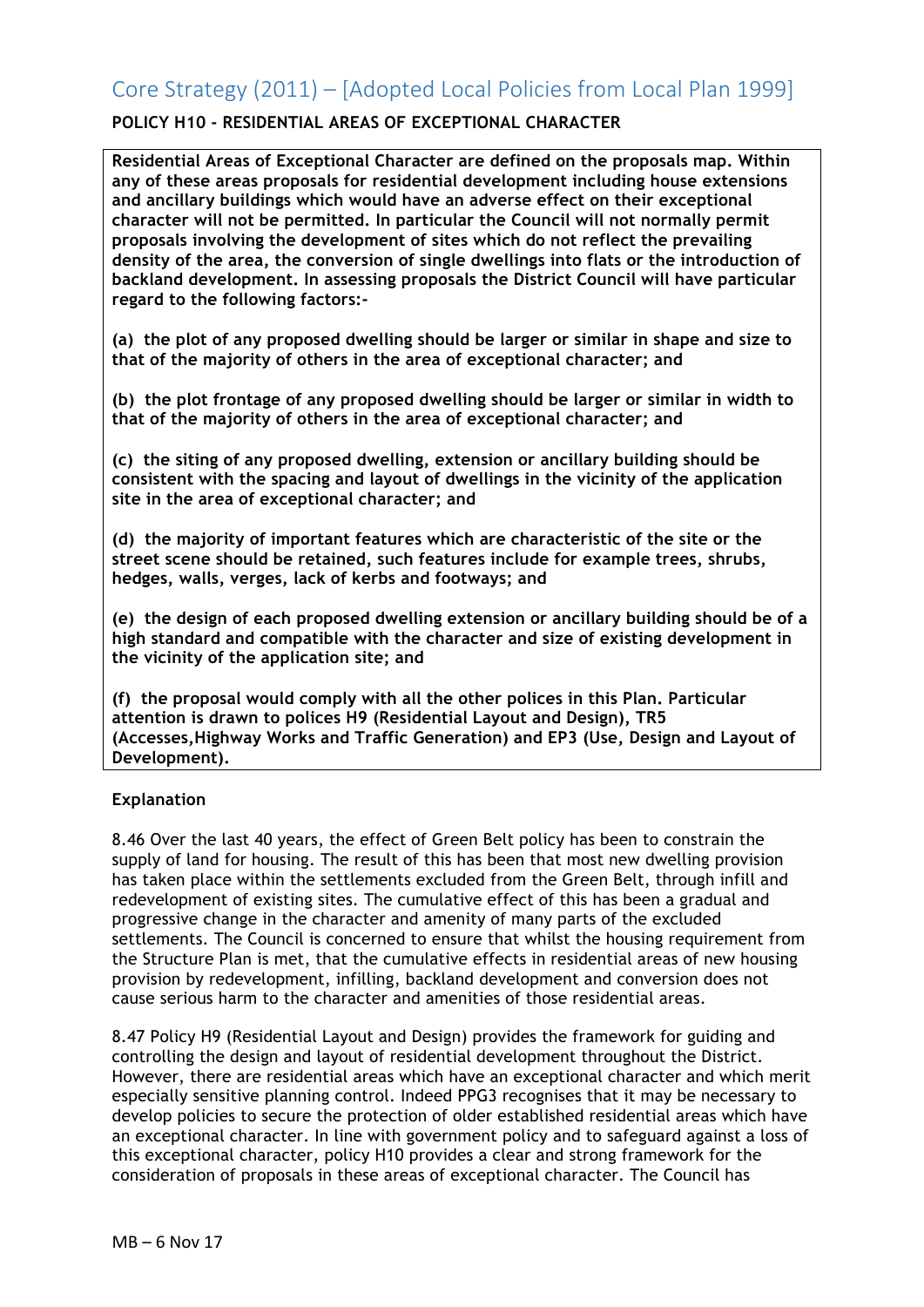# Core Strategy (2011) – [Adopted Local Policies from Local Plan 1999]

**POLICY H10 - RESIDENTIAL AREAS OF EXCEPTIONAL CHARACTER**

**Residential Areas of Exceptional Character are defined on the proposals map. Within any of these areas proposals for residential development including house extensions and ancillary buildings which would have an adverse effect on their exceptional character will not be permitted. In particular the Council will not normally permit proposals involving the development of sites which do not reflect the prevailing density of the area, the conversion of single dwellings into flats or the introduction of backland development. In assessing proposals the District Council will have particular regard to the following factors:-**

**(a) the plot of any proposed dwelling should be larger or similar in shape and size to that of the majority of others in the area of exceptional character; and**

**(b) the plot frontage of any proposed dwelling should be larger or similar in width to that of the majority of others in the area of exceptional character; and**

**(c) the siting of any proposed dwelling, extension or ancillary building should be consistent with the spacing and layout of dwellings in the vicinity of the application site in the area of exceptional character; and**

**(d) the majority of important features which are characteristic of the site or the street scene should be retained, such features include for example trees, shrubs, hedges, walls, verges, lack of kerbs and footways; and**

**(e) the design of each proposed dwelling extension or ancillary building should be of a high standard and compatible with the character and size of existing development in the vicinity of the application site; and**

**(f) the proposal would comply with all the other polices in this Plan. Particular attention is drawn to polices H9 (Residential Layout and Design), TR5 (Accesses,Highway Works and Traffic Generation) and EP3 (Use, Design and Layout of Development).**

**Explanation**

8.46 Over the last 40 years, the effect of Green Belt policy has been to constrain the supply of land for housing. The result of this has been that most new dwelling provision has taken place within the settlements excluded from the Green Belt, through infill and redevelopment of existing sites. The cumulative effect of this has been a gradual and progressive change in the character and amenity of many parts of the excluded settlements. The Council is concerned to ensure that whilst the housing requirement from the Structure Plan is met, that the cumulative effects in residential areas of new housing provision by redevelopment, infilling, backland development and conversion does not cause serious harm to the character and amenities of those residential areas.

8.47 Policy H9 (Residential Layout and Design) provides the framework for guiding and controlling the design and layout of residential development throughout the District. However, there are residential areas which have an exceptional character and which merit especially sensitive planning control. Indeed PPG3 recognises that it may be necessary to develop policies to secure the protection of older established residential areas which have an exceptional character. In line with government policy and to safeguard against a loss of this exceptional character, policy H10 provides a clear and strong framework for the consideration of proposals in these areas of exceptional character. The Council has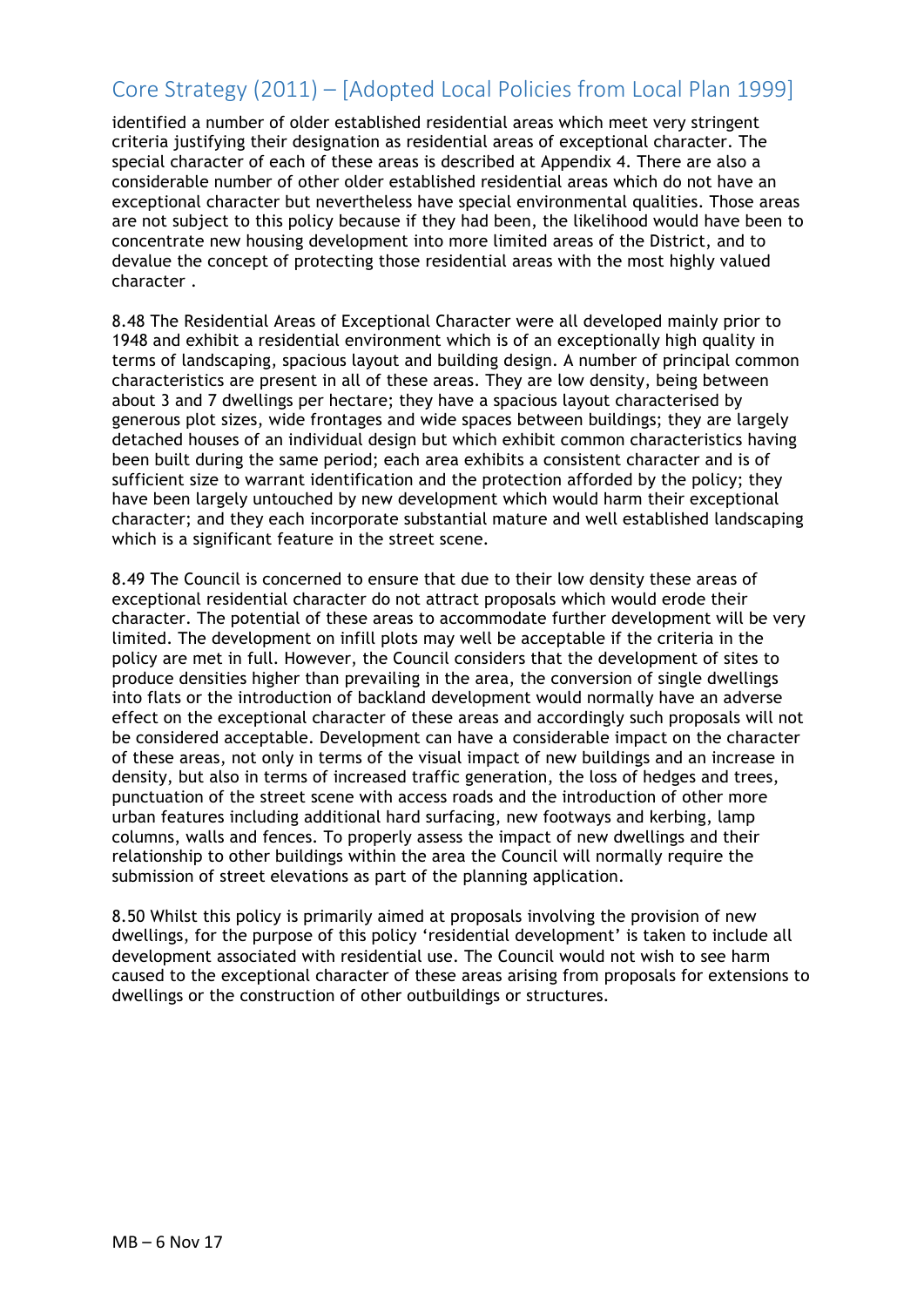identified a number of older established residential areas which meet very stringent criteria justifying their designation as residential areas of exceptional character. The special character of each of these areas is described at Appendix 4. There are also a considerable number of other older established residential areas which do not have an exceptional character but nevertheless have special environmental qualities. Those areas are not subject to this policy because if they had been, the likelihood would have been to concentrate new housing development into more limited areas of the District, and to devalue the concept of protecting those residential areas with the most highly valued character .

8.48 The Residential Areas of Exceptional Character were all developed mainly prior to 1948 and exhibit a residential environment which is of an exceptionally high quality in terms of landscaping, spacious layout and building design. A number of principal common characteristics are present in all of these areas. They are low density, being between about 3 and 7 dwellings per hectare; they have a spacious layout characterised by generous plot sizes, wide frontages and wide spaces between buildings; they are largely detached houses of an individual design but which exhibit common characteristics having been built during the same period; each area exhibits a consistent character and is of sufficient size to warrant identification and the protection afforded by the policy; they have been largely untouched by new development which would harm their exceptional character; and they each incorporate substantial mature and well established landscaping which is a significant feature in the street scene.

8.49 The Council is concerned to ensure that due to their low density these areas of exceptional residential character do not attract proposals which would erode their character. The potential of these areas to accommodate further development will be very limited. The development on infill plots may well be acceptable if the criteria in the policy are met in full. However, the Council considers that the development of sites to produce densities higher than prevailing in the area, the conversion of single dwellings into flats or the introduction of backland development would normally have an adverse effect on the exceptional character of these areas and accordingly such proposals will not be considered acceptable. Development can have a considerable impact on the character of these areas, not only in terms of the visual impact of new buildings and an increase in density, but also in terms of increased traffic generation, the loss of hedges and trees, punctuation of the street scene with access roads and the introduction of other more urban features including additional hard surfacing, new footways and kerbing, lamp columns, walls and fences. To properly assess the impact of new dwellings and their relationship to other buildings within the area the Council will normally require the submission of street elevations as part of the planning application.

8.50 Whilst this policy is primarily aimed at proposals involving the provision of new dwellings, for the purpose of this policy 'residential development' is taken to include all development associated with residential use. The Council would not wish to see harm caused to the exceptional character of these areas arising from proposals for extensions to dwellings or the construction of other outbuildings or structures.